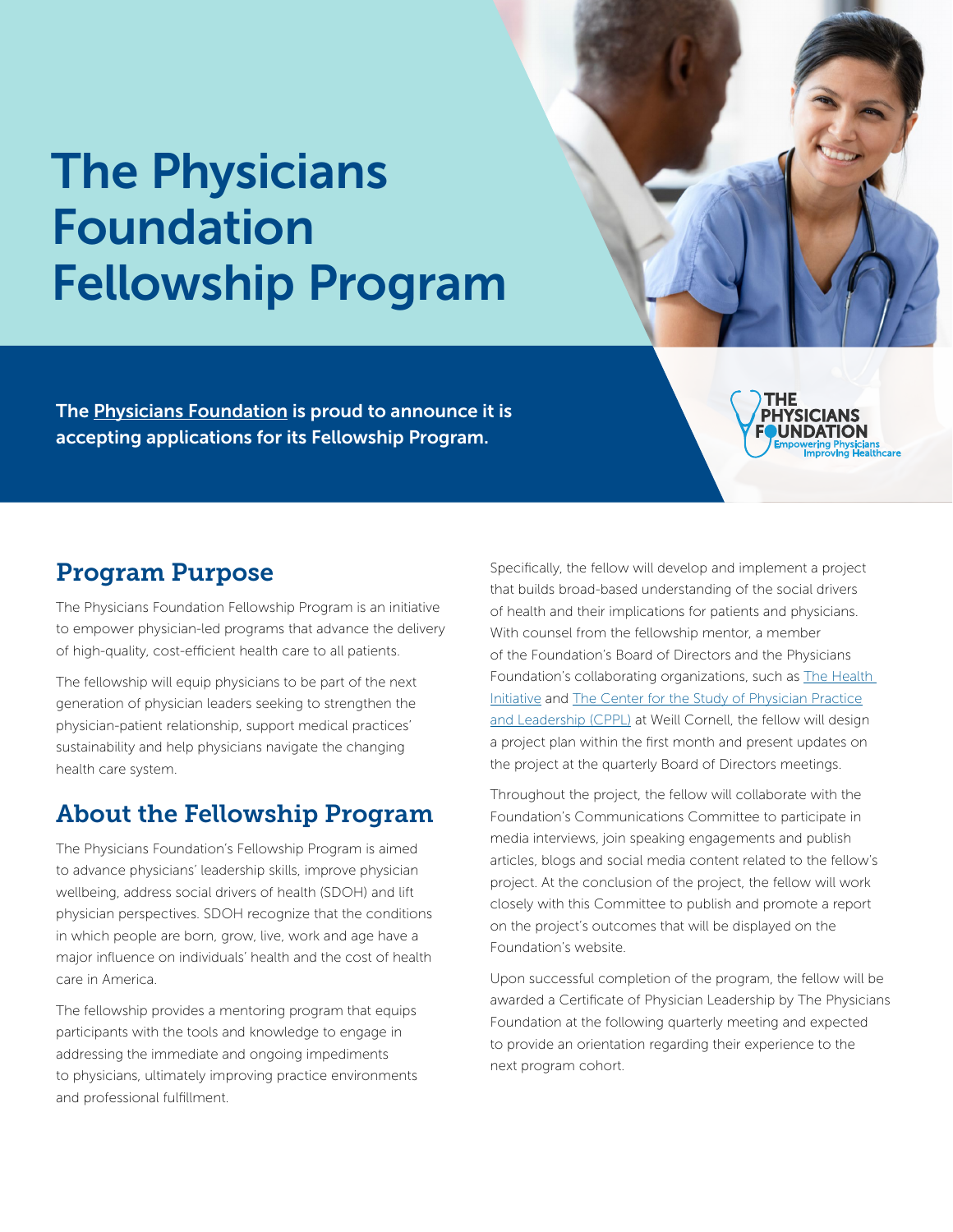# The Physicians Foundation Fellowship Program

**The Physicians Foundation is proud to announce it is accepting applications for its Fellowship Program.**

## Program Purpose

The Physicians Foundation Fellowship Program is an initiative to empower physician-led programs that advance the delivery of high-quality, cost-efficient health care to all patients.

The fellowship will equip physicians to be part of the next generation of physician leaders seeking to strengthen the physician-patient relationship, support medical practices' sustainability and help physicians navigate the changing health care system.

## About the Fellowship Program

The Physicians Foundation's Fellowship Program is aimed to advance physicians' leadership skills, improve physician wellbeing, address social drivers of health (SDOH) and lift physician perspectives. SDOH recognize that the conditions in which people are born, grow, live, work and age have a major influence on individuals' health and the cost of health care in America.

The fellowship provides a mentoring program that equips participants with the tools and knowledge to engage in addressing the immediate and ongoing impediments to physicians, ultimately improving practice environments and professional fulfillment.

Specifically, the fellow will develop and implement a project that builds broad-based understanding of the social drivers of health and their implications for patients and physicians. With counsel from the fellowship mentor, a member of the Foundation's Board of Directors and the Physicians Foundation's collaborating organizations, such as The Health Initiative and The Center for the Study of Physician Practice and Leadership (CPPL) at Weill Cornell, the fellow will design a project plan within the first month and present updates on the project at the quarterly Board of Directors meetings.

Throughout the project, the fellow will collaborate with the Foundation's Communications Committee to participate in media interviews, join speaking engagements and publish articles, blogs and social media content related to the fellow's project. At the conclusion of the project, the fellow will work closely with this Committee to publish and promote a report on the project's outcomes that will be displayed on the Foundation's website.

Upon successful completion of the program, the fellow will be awarded a Certificate of Physician Leadership by The Physicians Foundation at the following quarterly meeting and expected to provide an orientation regarding their experience to the next program cohort.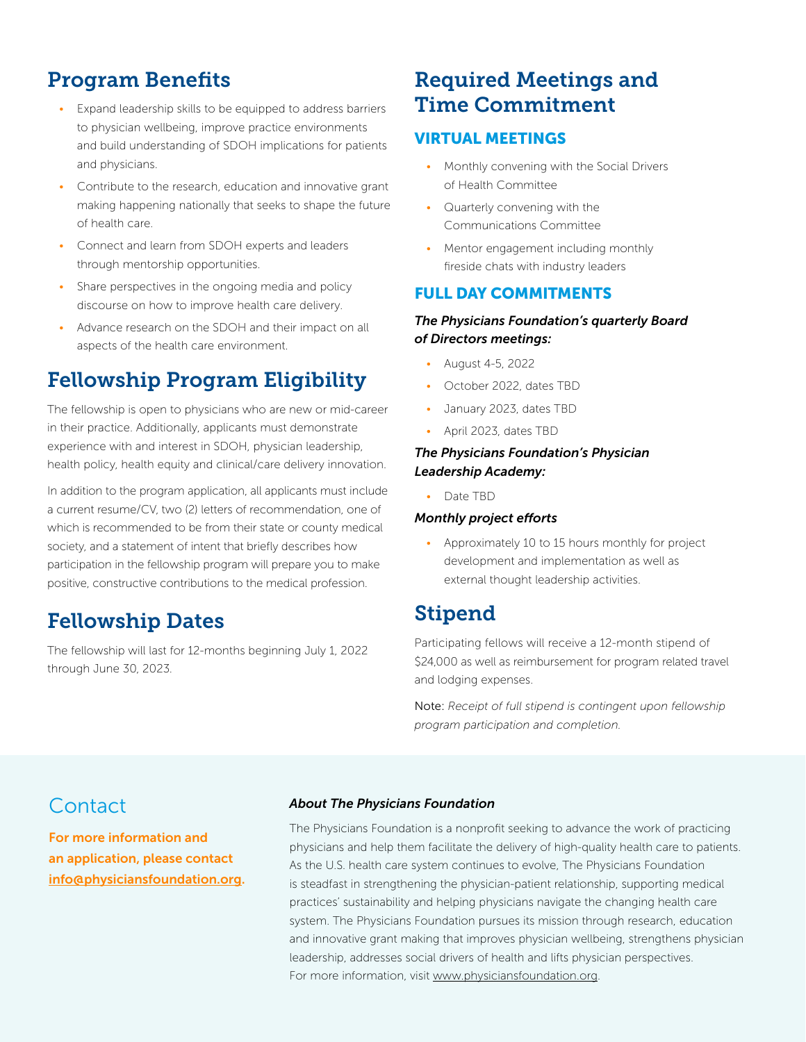## Program Benefits

- Expand leadership skills to be equipped to address barriers to physician wellbeing, improve practice environments and build understanding of SDOH implications for patients and physicians.
- Contribute to the research, education and innovative grant making happening nationally that seeks to shape the future of health care.
- Connect and learn from SDOH experts and leaders through mentorship opportunities.
- Share perspectives in the ongoing media and policy discourse on how to improve health care delivery.
- Advance research on the SDOH and their impact on all aspects of the health care environment.

## Fellowship Program Eligibility

The fellowship is open to physicians who are new or mid-career in their practice. Additionally, applicants must demonstrate experience with and interest in SDOH, physician leadership, health policy, health equity and clinical/care delivery innovation.

In addition to the program application, all applicants must include a current resume/CV, two (2) letters of recommendation, one of which is recommended to be from their state or county medical society, and a statement of intent that briefly describes how participation in the fellowship program will prepare you to make positive, constructive contributions to the medical profession.

## Fellowship Dates

The fellowship will last for 12-months beginning July 1, 2022 through June 30, 2023.

## Required Meetings and Time Commitment

### VIRTUAL MEETINGS

- Monthly convening with the Social Drivers of Health Committee
- Quarterly convening with the Communications Committee
- Mentor engagement including monthly fireside chats with industry leaders

### FULL DAY COMMITMENTS

***The Physicians Foundation's quarterly Board of Directors meetings:***

- August 4-5, 2022
- October 2022, dates TBD
- January 2023, dates TBD
- April 2023, dates TBD

***The Physicians Foundation's Physician Leadership Academy:***

- Date TBD

***Monthly project efforts***

- Approximately 10 to 15 hours monthly for project development and implementation as well as external thought leadership activities.

## Stipend

Participating fellows will receive a 12-month stipend of $24,000 as well as reimbursement for program related travel and lodging expenses.

Note: *Receipt of full stipend is contingent upon fellowship program participation and completion.*

## Contact

**For more information and an application, please contact [info@physiciansfoundation.org](mailto:info@physiciansfoundation.org).**

***About The Physicians Foundation***

The Physicians Foundation is a nonprofit seeking to advance the work of practicing physicians and help them facilitate the delivery of high-quality health care to patients. As the U.S. health care system continues to evolve, The Physicians Foundation is steadfast in strengthening the physician-patient relationship, supporting medical practices' sustainability and helping physicians navigate the changing health care system. The Physicians Foundation pursues its mission through research, education and innovative grant making that improves physician wellbeing, strengthens physician leadership, addresses social drivers of health and lifts physician perspectives. For more information, visit www.physiciansfoundation.org.